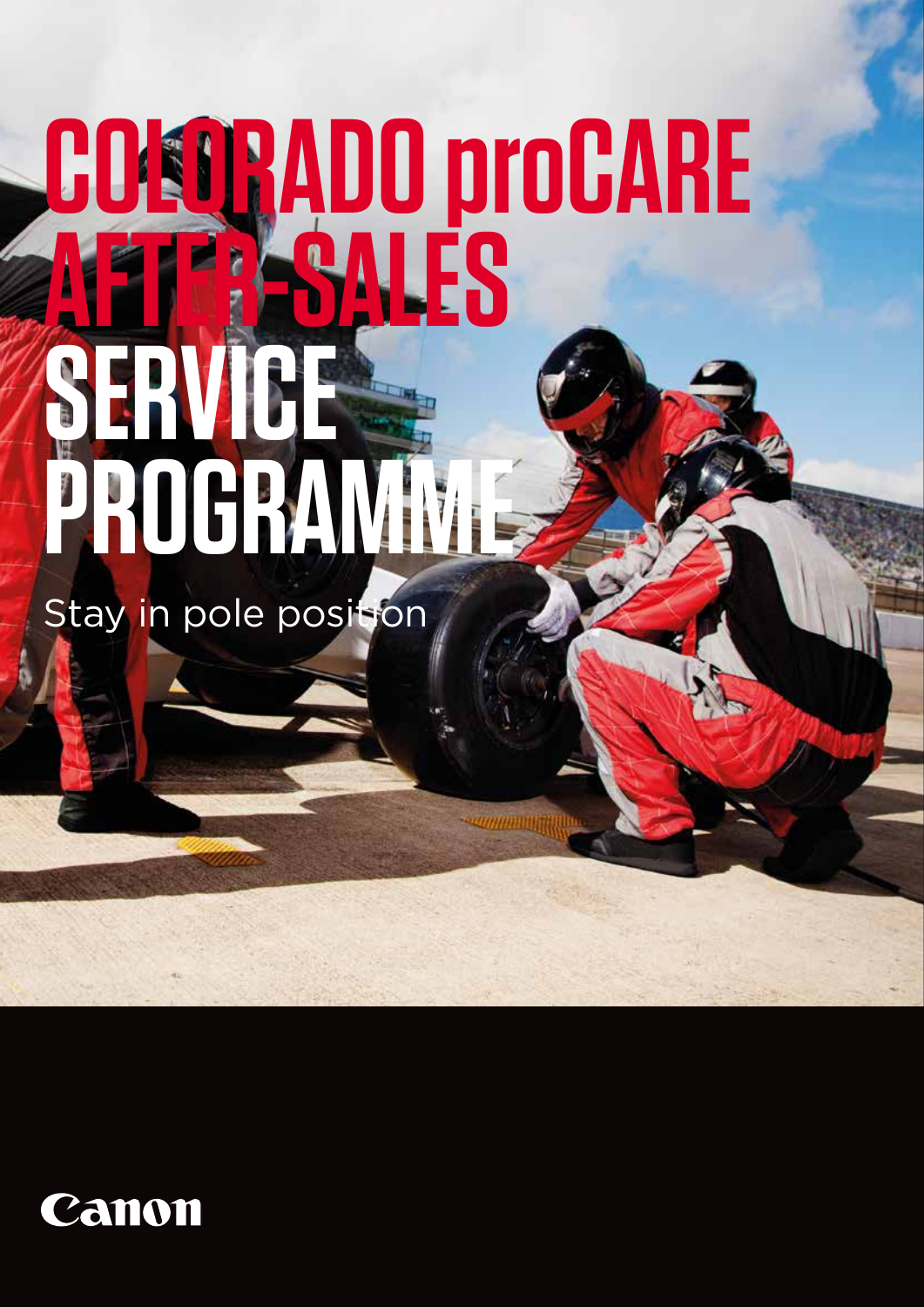# COLORADO proCARE AFTER-SALES SERVICE PROGRAMME

Stay in pole position

Canon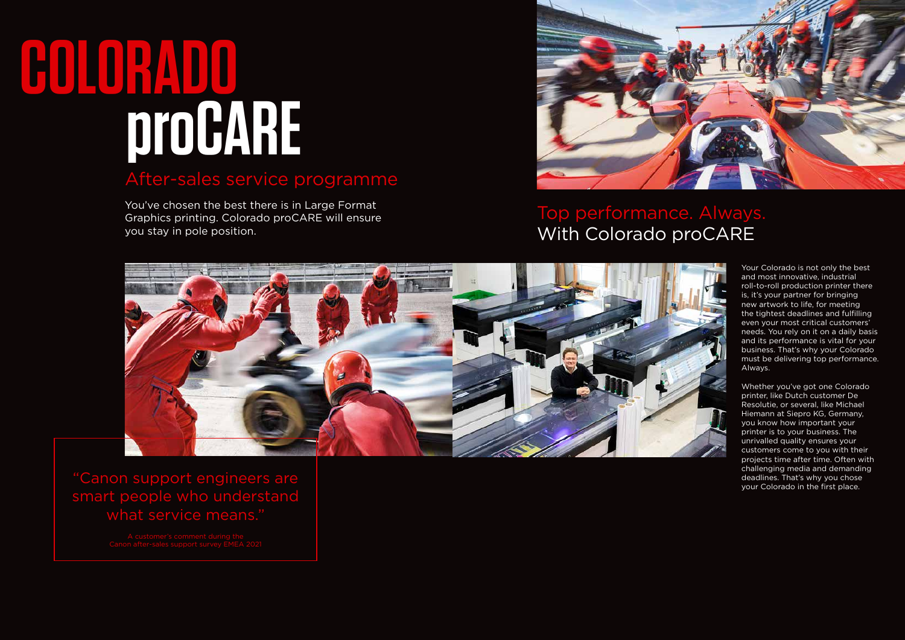# COLORADO proCARE

## After-sales service programme

You've chosen the best there is in Large Format Graphics printing. Colorado proCARE will ensure you stay in pole position.

"Canon support engineers are smart people who understand what service means."

A customer's comment during the Canon after-sales support survey EMEA 2021

## Top performance. Always. With Colorado proCARE

Your Colorado is not only the best and most innovative, industrial roll-to-roll production printer there is, it's your partner for bringing new artwork to life, for meeting the tightest deadlines and fulfilling even your most critical customers' needs. You rely on it on a daily basis and its performance is vital for your business. That's why your Colorado must be delivering top performance. Always.

Whether you've got one Colorado printer, like Dutch customer De Resolutie, or several, like Michael Hiemann at Siepro KG, Germany, you know how important your printer is to your business. The unrivalled quality ensures your customers come to you with their projects time after time. Often with challenging media and demanding deadlines. That's why you chose your Colorado in the first place.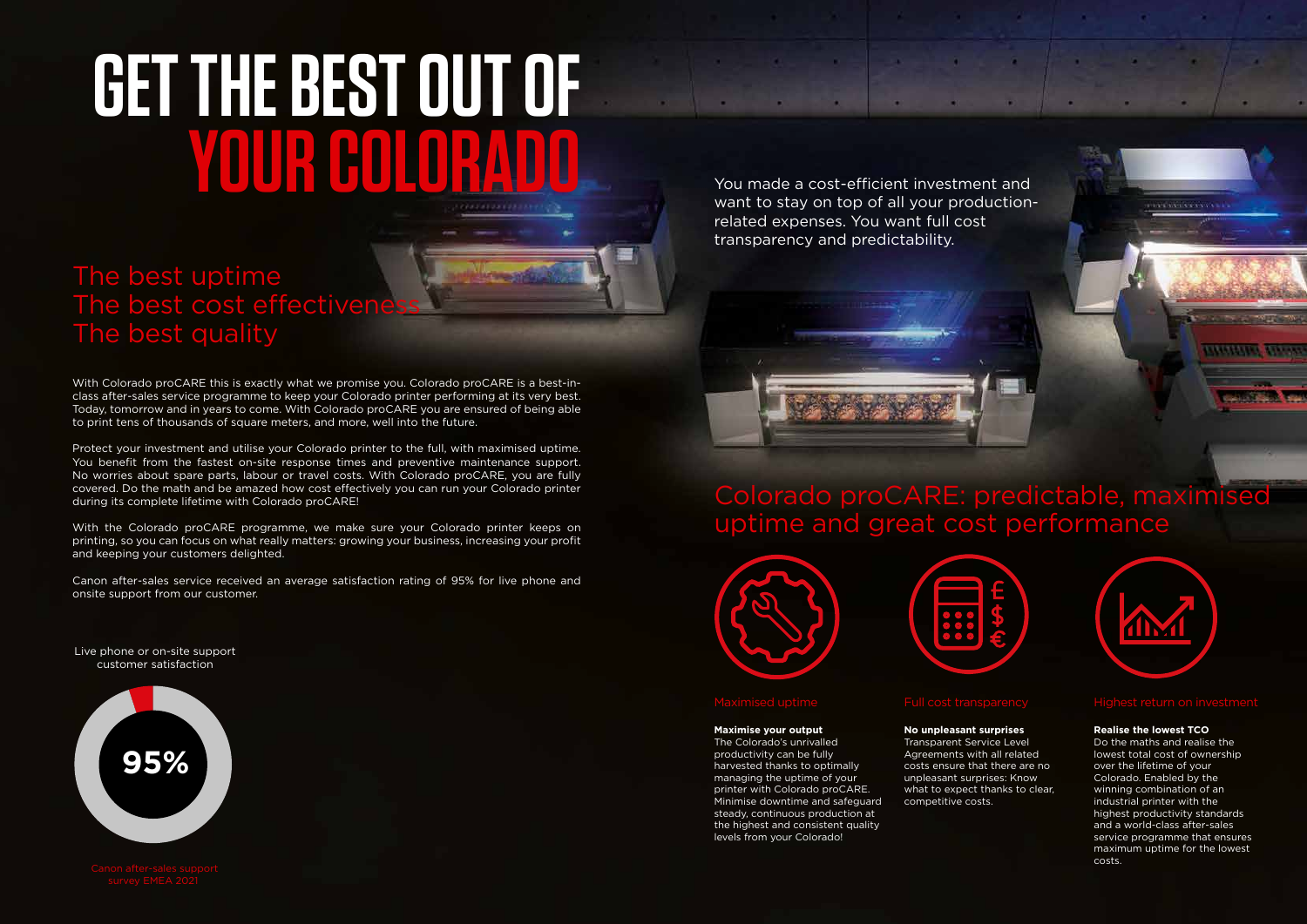# GET THE BEST OUT OF YOUR COLORADO

## The best uptime
## The best cost effectiveness
## The best quality

With Colorado proCARE this is exactly what we promise you. Colorado proCARE is a best-in-class after-sales service programme to keep your Colorado printer performing at its very best. Today, tomorrow and in years to come. With Colorado proCARE you are ensured of being able to print tens of thousands of square meters, and more, well into the future.

Protect your investment and utilise your Colorado printer to the full, with maximised uptime. You benefit from the fastest on-site response times and preventive maintenance support. No worries about spare parts, labour or travel costs. With Colorado proCARE, you are fully covered. Do the math and be amazed how cost effectively you can run your Colorado printer during its complete lifetime with Colorado proCARE!

With the Colorado proCARE programme, we make sure your Colorado printer keeps on printing, so you can focus on what really matters: growing your business, increasing your profit and keeping your customers delighted.

Canon after-sales service received an average satisfaction rating of 95% for live phone and onsite support from our customer.

Live phone or on-site support customer satisfaction

**95%**

Canon after-sales support survey EMEA 2021

You made a cost-efficient investment and want to stay on top of all your production-related expenses. You want full cost transparency and predictability.

## Colorado proCARE: predictable, maximised uptime and great cost performance

### Maximised uptime

**Maximise your output**
The Colorado's unrivalled productivity can be fully harvested thanks to optimally managing the uptime of your printer with Colorado proCARE. Minimise downtime and safeguard steady, continuous production at the highest and consistent quality levels from your Colorado!

### Full cost transparency

**No unpleasant surprises**
Transparent Service Level Agreements with all related costs ensure that there are no unpleasant surprises: Know what to expect thanks to clear, competitive costs.

### Highest return on investment

**Realise the lowest TCO**
Do the maths and realise the lowest total cost of ownership over the lifetime of your Colorado. Enabled by the winning combination of an industrial printer with the highest productivity standards and a world-class after-sales service programme that ensures maximum uptime for the lowest costs.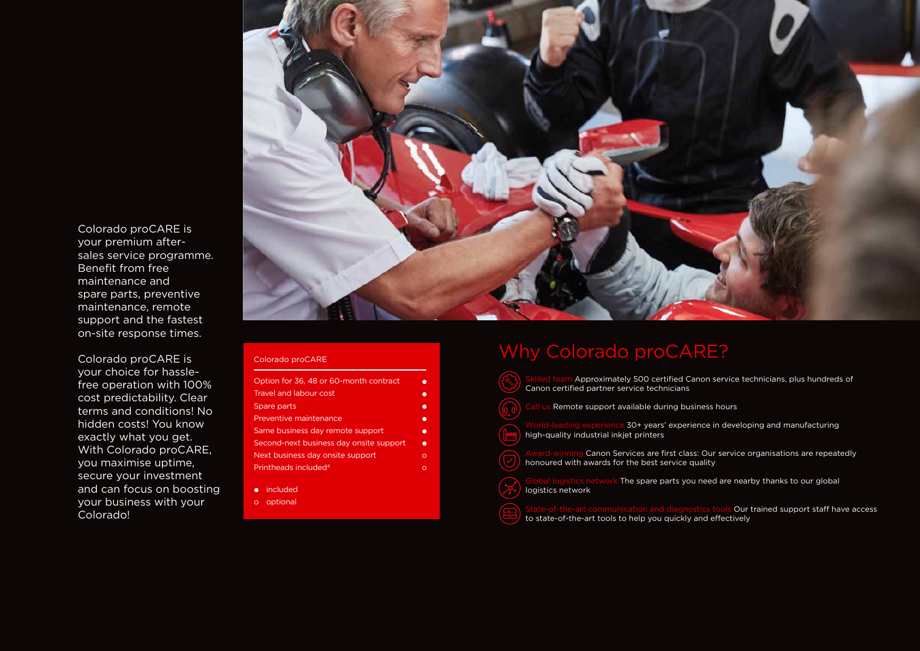Colorado proCARE is your premium after-sales service programme. Benefit from free maintenance and spare parts, preventive maintenance, remote support and the fastest on-site response times.

Colorado proCARE is your choice for hassle-free operation with 100% cost predictability. Clear terms and conditions! No hidden costs! You know exactly what you get. With Colorado proCARE, you maximise uptime, secure your investment and can focus on boosting your business with your Colorado!

| Colorado proCARE | |
| --- | --- |
| Option for 36, 48 or 60-month contract | ● |
| Travel and labour cost | ● |
| Spare parts | ● |
| Preventive maintenance | ● |
| Same business day remote support | ● |
| Second-next business day onsite support | ● |
| Next business day onsite support | o |
| Printheads included[4] | o |

● included
o optional

## Why Colorado proCARE?

- **Skilled team** Approximately 500 certified Canon service technicians, plus hundreds of Canon certified partner service technicians
- **Call us** Remote support available during business hours
- **World-leading experience** 30+ years' experience in developing and manufacturing high-quality industrial inkjet printers
- **Award-winning** Canon Services are first class: Our service organisations are repeatedly honoured with awards for the best service quality
- **Global logistics network** The spare parts you need are nearby thanks to our global logistics network
- **State-of-the-art communication and diagnostics tools** Our trained support staff have access to state-of-the-art tools to help you quickly and effectively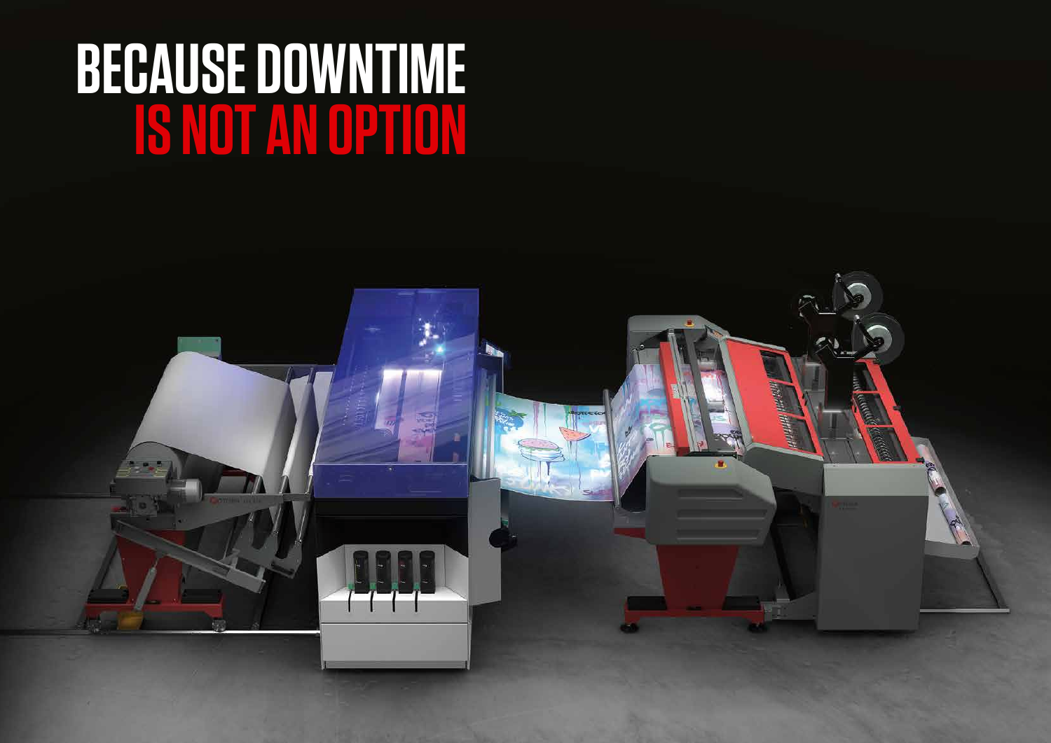# BECAUSE DOWNTIME IS NOT AN OPTION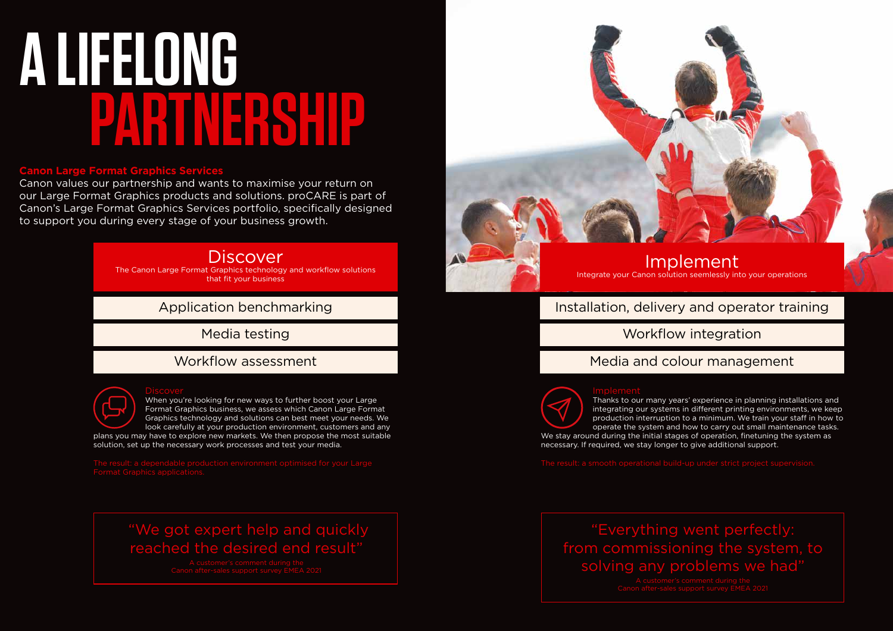# A LIFELONG PARTNERSHIP

**Canon Large Format Graphics Services**

Canon values our partnership and wants to maximise your return on our Large Format Graphics products and solutions. proCARE is part of Canon's Large Format Graphics Services portfolio, specifically designed to support you during every stage of your business growth.

## Discover

The Canon Large Format Graphics technology and workflow solutions that fit your business

- Application benchmarking
- Media testing
- Workflow assessment

### Discover

When you're looking for new ways to further boost your Large Format Graphics business, we assess which Canon Large Format Graphics technology and solutions can best meet your needs. We look carefully at your production environment, customers and any plans you may have to explore new markets. We then propose the most suitable solution, set up the necessary work processes and test your media.

The result: a dependable production environment optimised for your Large Format Graphics applications.

> "We got expert help and quickly reached the desired end result"
>
> A customer's comment during the Canon after-sales support survey EMEA 2021

## Implement

Integrate your Canon solution seemlessly into your operations

- Installation, delivery and operator training
- Workflow integration
- Media and colour management

### Implement

Thanks to our many years' experience in planning installations and integrating our systems in different printing environments, we keep production interruption to a minimum. We train your staff in how to operate the system and how to carry out small maintenance tasks. We stay around during the initial stages of operation, finetuning the system as necessary. If required, we stay longer to give additional support.

The result: a smooth operational build-up under strict project supervision.

> "Everything went perfectly: from commissioning the system, to solving any problems we had"
>
> A customer's comment during the Canon after-sales support survey EMEA 2021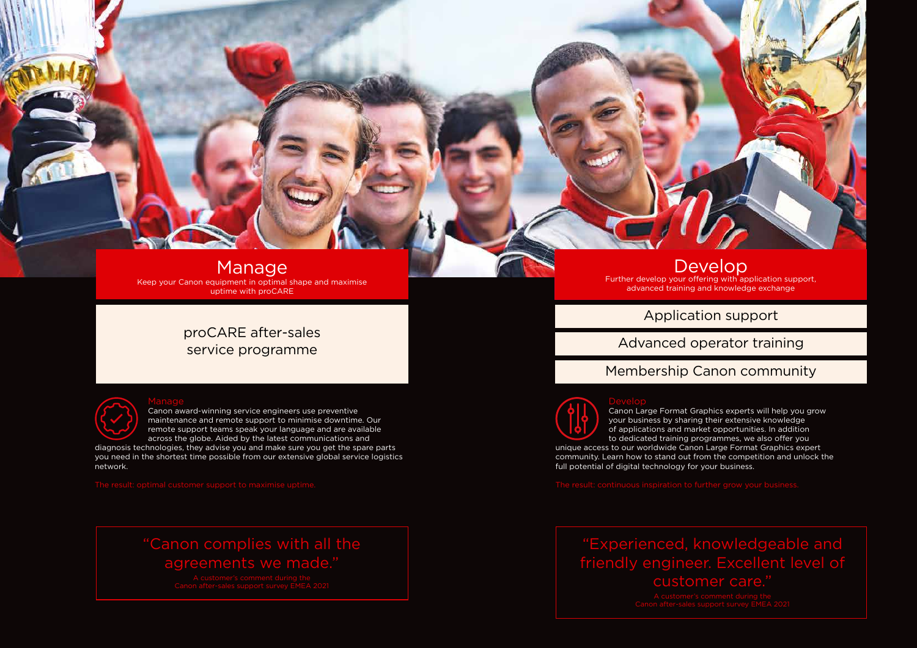## Manage

Keep your Canon equipment in optimal shape and maximise uptime with proCARE

proCARE after-sales service programme

### Manage

Canon award-winning service engineers use preventive maintenance and remote support to minimise downtime. Our remote support teams speak your language and are available across the globe. Aided by the latest communications and diagnosis technologies, they advise you and make sure you get the spare parts you need in the shortest time possible from our extensive global service logistics network.

The result: optimal customer support to maximise uptime.

> "Canon complies with all the agreements we made."
>
> A customer's comment during the Canon after-sales support survey EMEA 2021

## Develop

Further develop your offering with application support, advanced training and knowledge exchange

- Application support
- Advanced operator training
- Membership Canon community

### Develop

Canon Large Format Graphics experts will help you grow your business by sharing their extensive knowledge of applications and market opportunities. In addition to dedicated training programmes, we also offer you unique access to our worldwide Canon Large Format Graphics expert community. Learn how to stand out from the competition and unlock the full potential of digital technology for your business.

The result: continuous inspiration to further grow your business.

> "Experienced, knowledgeable and friendly engineer. Excellent level of customer care."
>
> A customer's comment during the Canon after-sales support survey EMEA 2021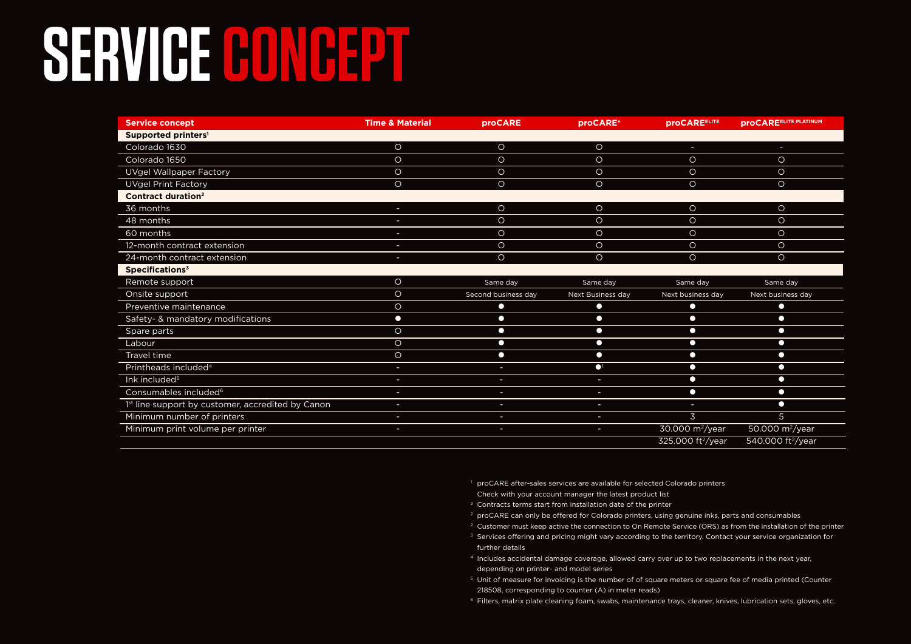# SERVICE CONCEPT

| Service concept | Time & Material | proCARE | proCARE+ | proCARE ELITE | proCARE ELITE PLATINUM |
|---|---|---|---|---|---|
| **Supported printers[1]** | | | | | |
| Colorado 1630 | ○ | ○ | ○ | - | - |
| Colorado 1650 | ○ | ○ | ○ | ○ | ○ |
| UVgel Wallpaper Factory | ○ | ○ | ○ | ○ | ○ |
| UVgel Print Factory | ○ | ○ | ○ | ○ | ○ |
| **Contract duration[2]** | | | | | |
| 36 months | - | ○ | ○ | ○ | ○ |
| 48 months | - | ○ | ○ | ○ | ○ |
| 60 months | - | ○ | ○ | ○ | ○ |
| 12-month contract extension | - | ○ | ○ | ○ | ○ |
| 24-month contract extension | - | ○ | ○ | ○ | ○ |
| **Specifications[3]** | | | | | |
| Remote support | ○ | Same day | Same day | Same day | Same day |
| Onsite support | ○ | Second business day | Next Business day | Next business day | Next business day |
| Preventive maintenance | ○ | ● | ● | ● | ● |
| Safety- & mandatory modifications | ● | ● | ● | ● | ● |
| Spare parts | ○ | ● | ● | ● | ● |
| Labour | ○ | ● | ● | ● | ● |
| Travel time | ○ | ● | ● | ● | ● |
| Printheads included[4] | - | - | ●[1] | ● | ● |
| Ink included[5] | - | - | - | ● | ● |
| Consumables included[6] | - | - | - | ● | ● |
| 1st line support by customer, accredited by Canon | - | - | - | - | ● |
| Minimum number of printers | - | - | - | 3 | 5 |
| Minimum print volume per printer | - | - | - | 30.000 m²/year | 50.000 m²/year |
| | | | | 325.000 ft²/year | 540.000 ft²/year |

[1] proCARE after-sales services are available for selected Colorado printers
Check with your account manager the latest product list

[2] Contracts terms start from installation date of the printer

[2] proCARE can only be offered for Colorado printers, using genuine inks, parts and consumables

[2] Customer must keep active the connection to On Remote Service (ORS) as from the installation of the printer

[3] Services offering and pricing might vary according to the territory. Contact your service organization for further details

[4] Includes accidental damage coverage, allowed carry over up to two replacements in the next year, depending on printer- and model series

[5] Unit of measure for invoicing is the number of of square meters or square fee of media printed (Counter 218508, corresponding to counter (A) in meter reads)

[6] Filters, matrix plate cleaning foam, swabs, maintenance trays, cleaner, knives, lubrication sets, gloves, etc.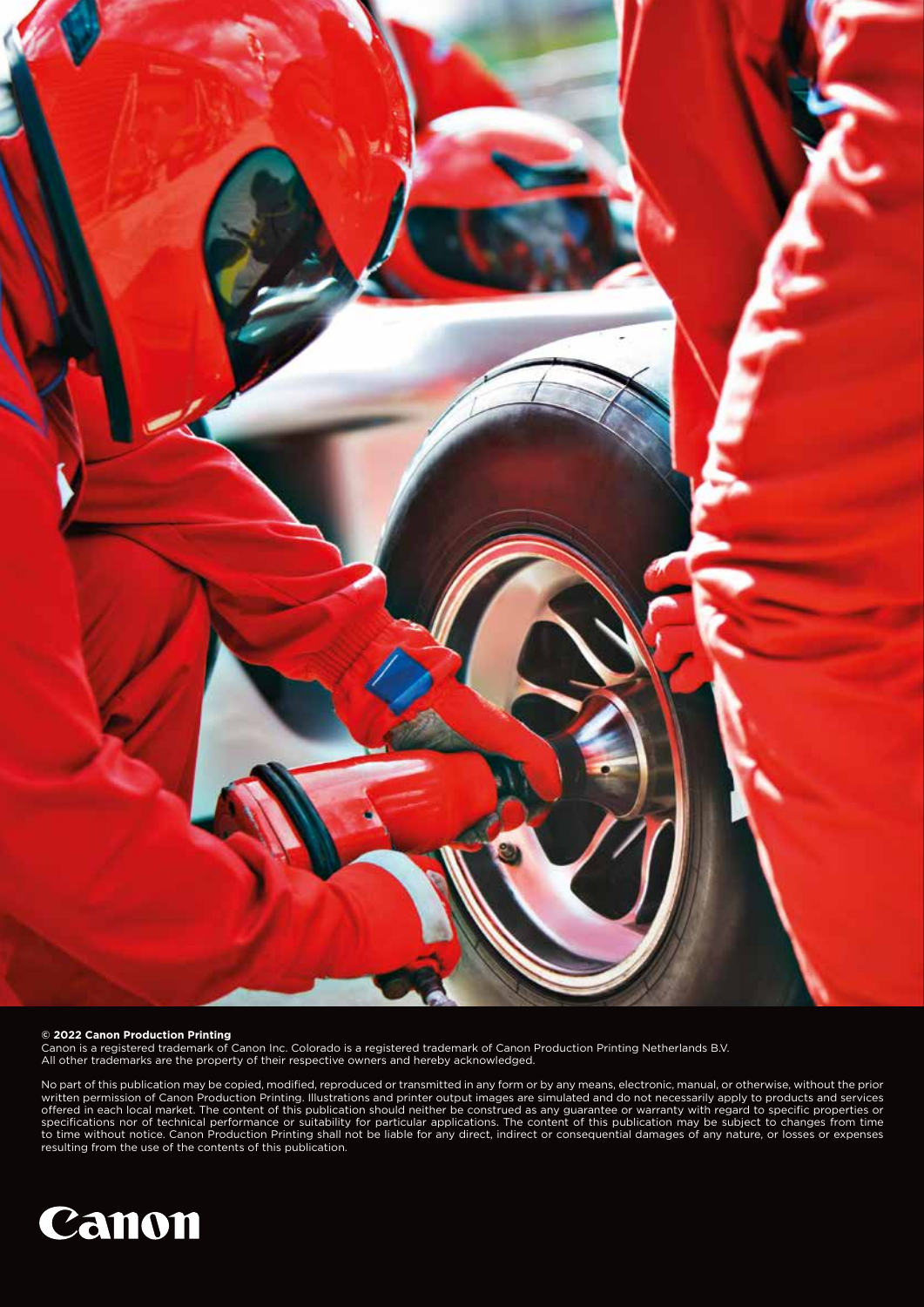**© 2022 Canon Production Printing**
Canon is a registered trademark of Canon Inc. Colorado is a registered trademark of Canon Production Printing Netherlands B.V.
All other trademarks are the property of their respective owners and hereby acknowledged.

No part of this publication may be copied, modified, reproduced or transmitted in any form or by any means, electronic, manual, or otherwise, without the prior written permission of Canon Production Printing. Illustrations and printer output images are simulated and do not necessarily apply to products and services offered in each local market. The content of this publication should neither be construed as any guarantee or warranty with regard to specific properties or specifications nor of technical performance or suitability for particular applications. The content of this publication may be subject to changes from time to time without notice. Canon Production Printing shall not be liable for any direct, indirect or consequential damages of any nature, or losses or expenses resulting from the use of the contents of this publication.

Canon